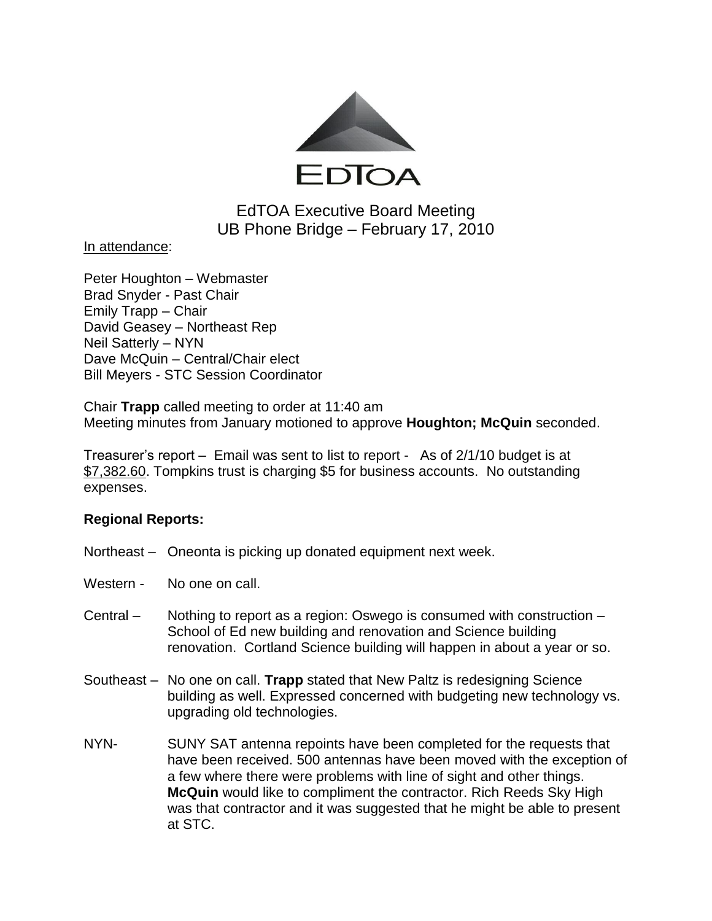EDTOA

EdTOA Executive Board Meeting
UB Phone Bridge – February 17, 2010

In attendance:

Peter Houghton – Webmaster
Brad Snyder - Past Chair
Emily Trapp – Chair
David Geasey – Northeast Rep
Neil Satterly – NYN
Dave McQuin – Central/Chair elect
Bill Meyers - STC Session Coordinator

Chair **Trapp** called meeting to order at 11:40 am
Meeting minutes from January motioned to approve **Houghton; McQuin** seconded.

Treasurer's report – Email was sent to list to report - As of 2/1/10 budget is at $7,382.60. Tompkins trust is charging $5 for business accounts. No outstanding expenses.

**Regional Reports:**

Northeast – Oneonta is picking up donated equipment next week.

Western - No one on call.

Central – Nothing to report as a region: Oswego is consumed with construction – School of Ed new building and renovation and Science building renovation. Cortland Science building will happen in about a year or so.

Southeast – No one on call. **Trapp** stated that New Paltz is redesigning Science building as well. Expressed concerned with budgeting new technology vs. upgrading old technologies.

NYN- SUNY SAT antenna repoints have been completed for the requests that have been received. 500 antennas have been moved with the exception of a few where there were problems with line of sight and other things. **McQuin** would like to compliment the contractor. Rich Reeds Sky High was that contractor and it was suggested that he might be able to present at STC.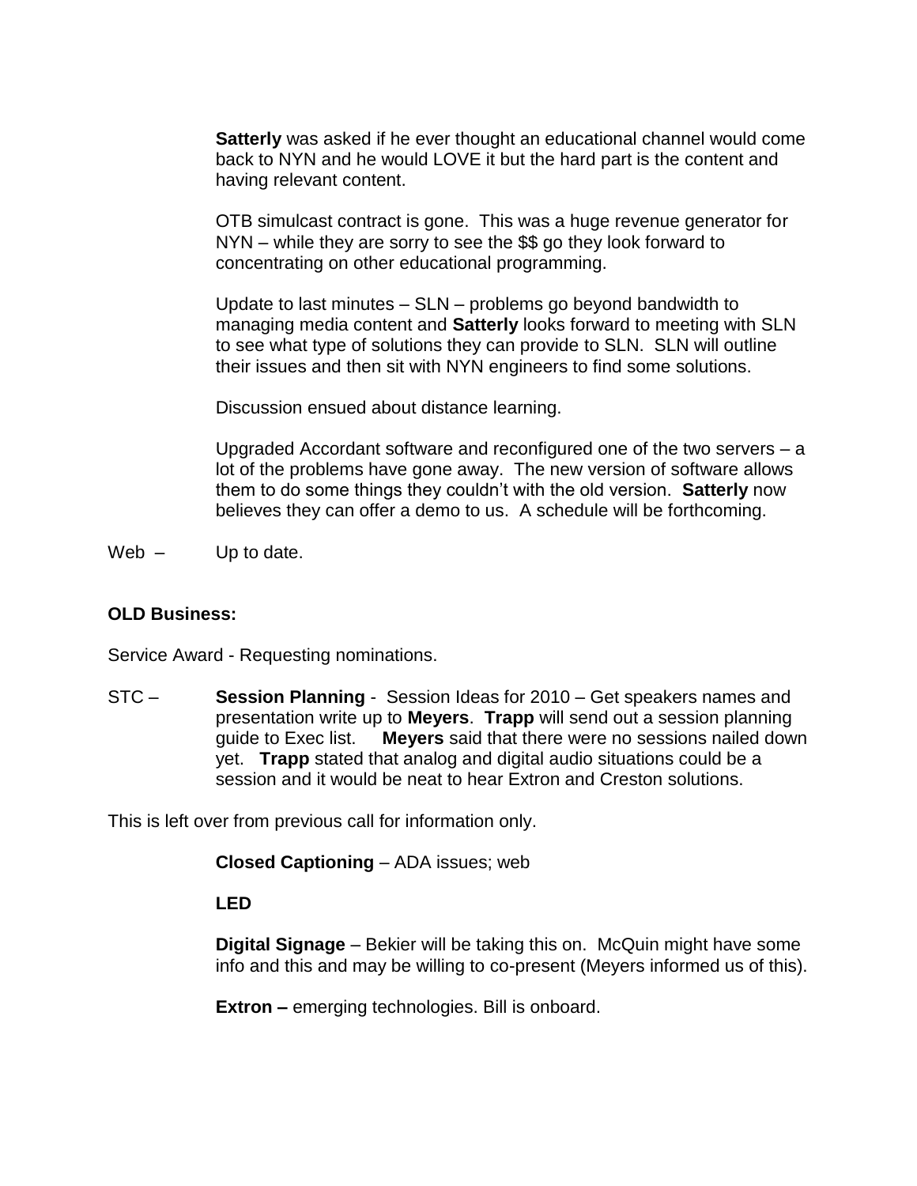**Satterly** was asked if he ever thought an educational channel would come back to NYN and he would LOVE it but the hard part is the content and having relevant content.

OTB simulcast contract is gone. This was a huge revenue generator for NYN – while they are sorry to see the $$ go they look forward to concentrating on other educational programming.

Update to last minutes – SLN – problems go beyond bandwidth to managing media content and **Satterly** looks forward to meeting with SLN to see what type of solutions they can provide to SLN. SLN will outline their issues and then sit with NYN engineers to find some solutions.

Discussion ensued about distance learning.

Upgraded Accordant software and reconfigured one of the two servers – a lot of the problems have gone away. The new version of software allows them to do some things they couldn't with the old version. **Satterly** now believes they can offer a demo to us. A schedule will be forthcoming.

Web – Up to date.

**OLD Business:**

Service Award - Requesting nominations.

STC – **Session Planning** - Session Ideas for 2010 – Get speakers names and presentation write up to **Meyers**. **Trapp** will send out a session planning guide to Exec list. **Meyers** said that there were no sessions nailed down yet. **Trapp** stated that analog and digital audio situations could be a session and it would be neat to hear Extron and Creston solutions.

This is left over from previous call for information only.

**Closed Captioning** – ADA issues; web

**LED**

**Digital Signage** – Bekier will be taking this on. McQuin might have some info and this and may be willing to co-present (Meyers informed us of this).

**Extron –** emerging technologies. Bill is onboard.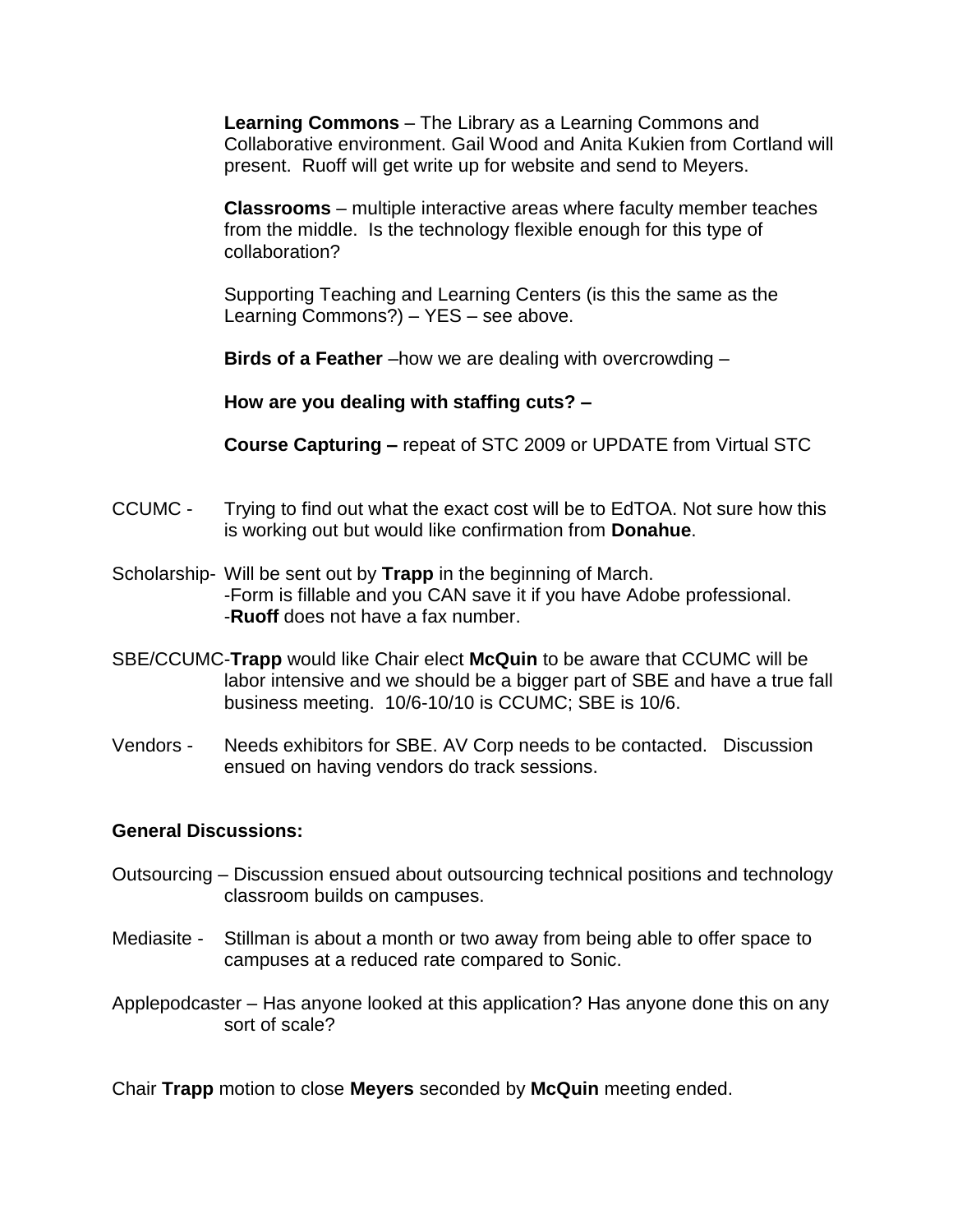**Learning Commons** – The Library as a Learning Commons and Collaborative environment. Gail Wood and Anita Kukien from Cortland will present. Ruoff will get write up for website and send to Meyers.

**Classrooms** – multiple interactive areas where faculty member teaches from the middle. Is the technology flexible enough for this type of collaboration?

Supporting Teaching and Learning Centers (is this the same as the Learning Commons?) – YES – see above.

**Birds of a Feather** –how we are dealing with overcrowding –

**How are you dealing with staffing cuts? –**

**Course Capturing –** repeat of STC 2009 or UPDATE from Virtual STC

CCUMC - Trying to find out what the exact cost will be to EdTOA. Not sure how this is working out but would like confirmation from **Donahue**.

Scholarship- Will be sent out by **Trapp** in the beginning of March.
-Form is fillable and you CAN save it if you have Adobe professional.
-**Ruoff** does not have a fax number.

SBE/CCUMC-**Trapp** would like Chair elect **McQuin** to be aware that CCUMC will be labor intensive and we should be a bigger part of SBE and have a true fall business meeting. 10/6-10/10 is CCUMC; SBE is 10/6.

Vendors - Needs exhibitors for SBE. AV Corp needs to be contacted. Discussion ensued on having vendors do track sessions.

**General Discussions:**

Outsourcing – Discussion ensued about outsourcing technical positions and technology classroom builds on campuses.

Mediasite - Stillman is about a month or two away from being able to offer space to campuses at a reduced rate compared to Sonic.

Applepodcaster – Has anyone looked at this application? Has anyone done this on any sort of scale?

Chair **Trapp** motion to close **Meyers** seconded by **McQuin** meeting ended.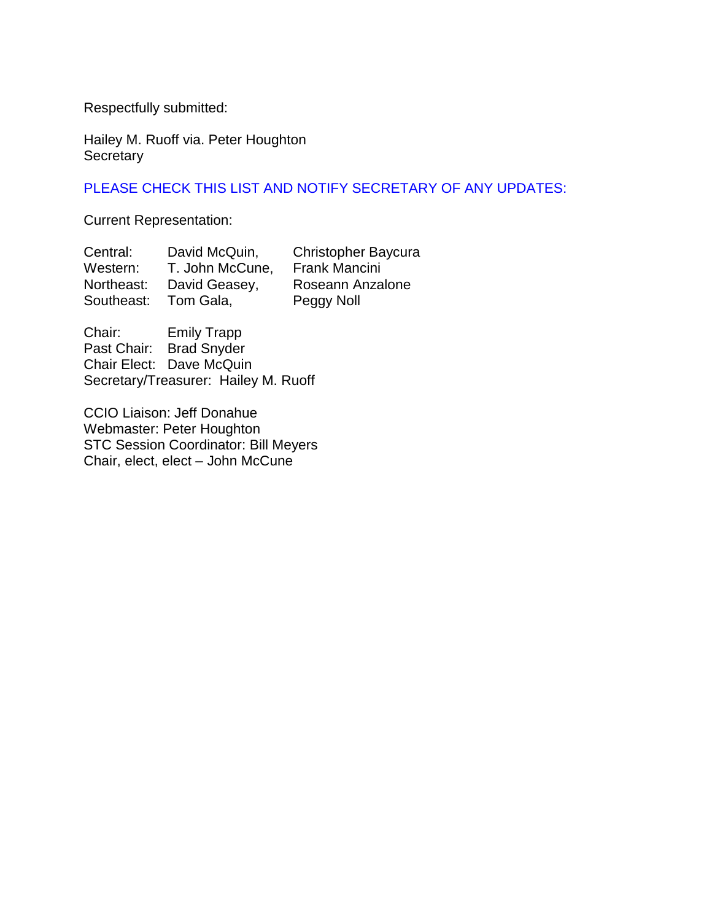Respectfully submitted:

Hailey M. Ruoff via. Peter Houghton
Secretary

PLEASE CHECK THIS LIST AND NOTIFY SECRETARY OF ANY UPDATES:

Current Representation:

| | | |
|---|---|---|
| Central: | David McQuin, | Christopher Baycura |
| Western: | T. John McCune, | Frank Mancini |
| Northeast: | David Geasey, | Roseann Anzalone |
| Southeast: | Tom Gala, | Peggy Noll |

Chair: Emily Trapp
Past Chair: Brad Snyder
Chair Elect: Dave McQuin
Secretary/Treasurer: Hailey M. Ruoff

CCIO Liaison: Jeff Donahue
Webmaster: Peter Houghton
STC Session Coordinator: Bill Meyers
Chair, elect, elect – John McCune